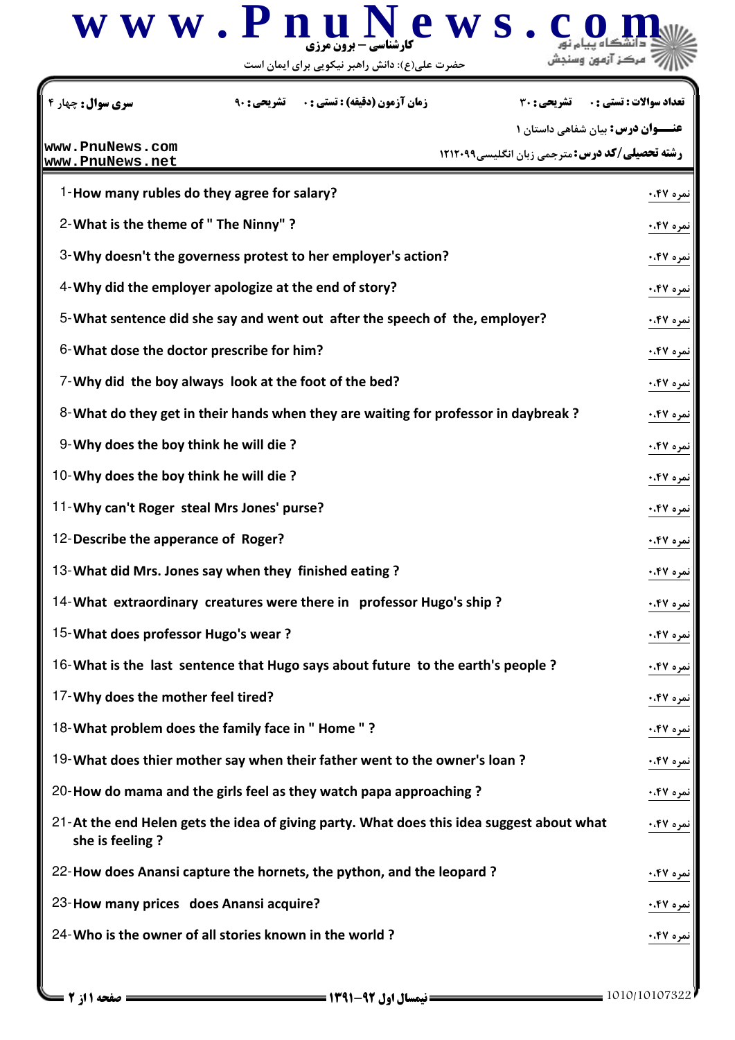www.PnuNews.com

کارشناسی – برون مرزی

حضرت علی(ع): دانش راهبر نیکویی برای ایمان است

دانشگاه پیام نور
مرکز آزمون وسنجش

| سری سوال: چهار ۴ | زمان آزمون (دقیقه) : تستی : ۰ تشریحی : ۹۰ | تعداد سوالات : تستی : ۰ تشریحی : ۳۰ |
|---|---|---|

**عنـــوان درس:** بیان شفاهی داستان ۱

**رشته تحصیلی/کد درس:** مترجمی زبان انگلیسی۱۲۱۲۰۹۹

www.PnuNews.com
www.PnuNews.net

1-**How many rubles do they agree for salary?** نمره ۰.۴۷

2-**What is the theme of " The Ninny" ?** نمره ۰.۴۷

3-**Why doesn't the governess protest to her employer's action?** نمره ۰.۴۷

4-**Why did the employer apologize at the end of story?** نمره ۰.۴۷

5-**What sentence did she say and went out after the speech of the, employer?** نمره ۰.۴۷

6-**What dose the doctor prescribe for him?** نمره ۰.۴۷

7-**Why did the boy always look at the foot of the bed?** نمره ۰.۴۷

8-**What do they get in their hands when they are waiting for professor in daybreak ?** نمره ۰.۴۷

9-**Why does the boy think he will die ?** نمره ۰.۴۷

10-**Why does the boy think he will die ?** نمره ۰.۴۷

11-**Why can't Roger steal Mrs Jones' purse?** نمره ۰.۴۷

12-**Describe the apperance of Roger?** نمره ۰.۴۷

13-**What did Mrs. Jones say when they finished eating ?** نمره ۰.۴۷

14-**What extraordinary creatures were there in professor Hugo's ship ?** نمره ۰.۴۷

15-**What does professor Hugo's wear ?** نمره ۰.۴۷

16-**What is the last sentence that Hugo says about future to the earth's people ?** نمره ۰.۴۷

17-**Why does the mother feel tired?** نمره ۰.۴۷

18-**What problem does the family face in " Home " ?** نمره ۰.۴۷

19-**What does thier mother say when their father went to the owner's loan ?** نمره ۰.۴۷

20-**How do mama and the girls feel as they watch papa approaching ?** نمره ۰.۴۷

21-**At the end Helen gets the idea of giving party. What does this idea suggest about what she is feeling ?** نمره ۰.۴۷

22-**How does Anansi capture the hornets, the python, and the leopard ?** نمره ۰.۴۷

23-**How many prices does Anansi acquire?** نمره ۰.۴۷

24-**Who is the owner of all stories known in the world ?** نمره ۰.۴۷

نیمسال اول ۹۲-۱۳۹۱

1010/10107322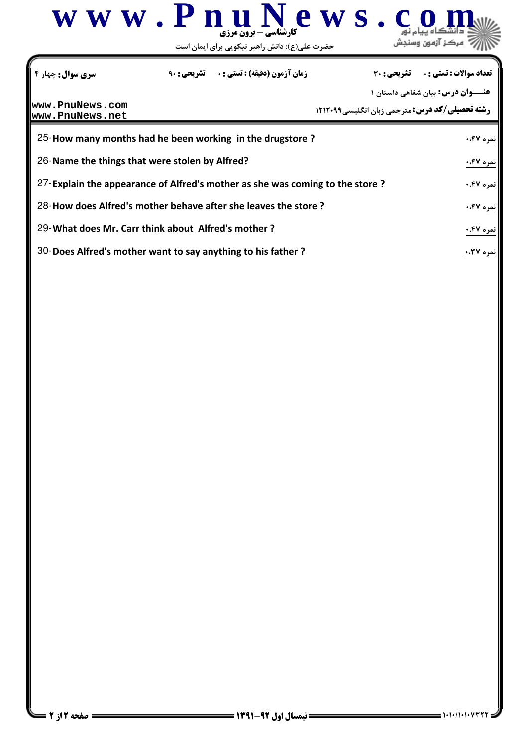سری سوال: چهار ۴ | زمان آزمون (دقیقه) : تستی : ۰ تشریحی : ۹۰ | تعداد سوالات : تستی : ۰ تشریحی : ۳۰

عنـــوان درس: بیان شفاهی داستان ۱

رشته تحصیلی/کد درس: مترجمی زبان انگلیسی۱۲۱۲۰۹۹

25- How many months had he been working in the drugstore ? — نمره ۰.۴۷

26- Name the things that were stolen by Alfred? — نمره ۰.۴۷

27- Explain the appearance of Alfred's mother as she was coming to the store ? — نمره ۰.۴۷

28- How does Alfred's mother behave after she leaves the store ? — نمره ۰.۴۷

29- What does Mr. Carr think about Alfred's mother ? — نمره ۰.۴۷

30- Does Alfred's mother want to say anything to his father ? — نمره ۰.۳۷